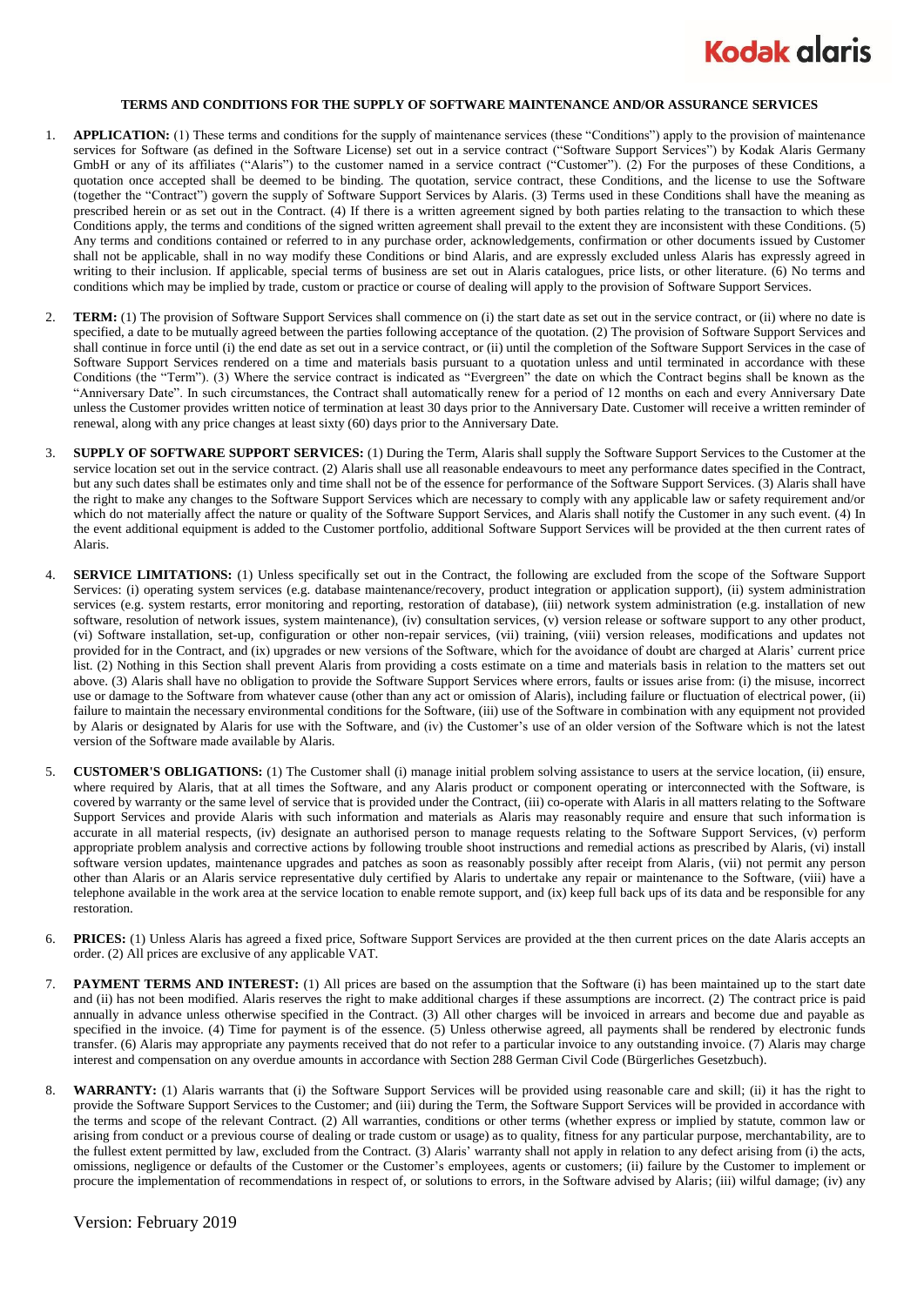**TERMS AND CONDITIONS FOR THE SUPPLY OF SOFTWARE MAINTENANCE AND/OR ASSURANCE SERVICES**

1. **APPLICATION:** (1) These terms and conditions for the supply of maintenance services (these "Conditions") apply to the provision of maintenance services for Software (as defined in the Software License) set out in a service contract ("Software Support Services") by Kodak Alaris Germany GmbH or any of its affiliates ("Alaris") to the customer named in a service contract ("Customer"). (2) For the purposes of these Conditions, a quotation once accepted shall be deemed to be binding. The quotation, service contract, these Conditions, and the license to use the Software (together the "Contract") govern the supply of Software Support Services by Alaris. (3) Terms used in these Conditions shall have the meaning as prescribed herein or as set out in the Contract. (4) If there is a written agreement signed by both parties relating to the transaction to which these Conditions apply, the terms and conditions of the signed written agreement shall prevail to the extent they are inconsistent with these Conditions. (5) Any terms and conditions contained or referred to in any purchase order, acknowledgements, confirmation or other documents issued by Customer shall not be applicable, shall in no way modify these Conditions or bind Alaris, and are expressly excluded unless Alaris has expressly agreed in writing to their inclusion. If applicable, special terms of business are set out in Alaris catalogues, price lists, or other literature. (6) No terms and conditions which may be implied by trade, custom or practice or course of dealing will apply to the provision of Software Support Services.

2. **TERM:** (1) The provision of Software Support Services shall commence on (i) the start date as set out in the service contract, or (ii) where no date is specified, a date to be mutually agreed between the parties following acceptance of the quotation. (2) The provision of Software Support Services and shall continue in force until (i) the end date as set out in a service contract, or (ii) until the completion of the Software Support Services in the case of Software Support Services rendered on a time and materials basis pursuant to a quotation unless and until terminated in accordance with these Conditions (the "Term"). (3) Where the service contract is indicated as "Evergreen" the date on which the Contract begins shall be known as the "Anniversary Date". In such circumstances, the Contract shall automatically renew for a period of 12 months on each and every Anniversary Date unless the Customer provides written notice of termination at least 30 days prior to the Anniversary Date. Customer will receive a written reminder of renewal, along with any price changes at least sixty (60) days prior to the Anniversary Date.

3. **SUPPLY OF SOFTWARE SUPPORT SERVICES:** (1) During the Term, Alaris shall supply the Software Support Services to the Customer at the service location set out in the service contract. (2) Alaris shall use all reasonable endeavours to meet any performance dates specified in the Contract, but any such dates shall be estimates only and time shall not be of the essence for performance of the Software Support Services. (3) Alaris shall have the right to make any changes to the Software Support Services which are necessary to comply with any applicable law or safety requirement and/or which do not materially affect the nature or quality of the Software Support Services, and Alaris shall notify the Customer in any such event. (4) In the event additional equipment is added to the Customer portfolio, additional Software Support Services will be provided at the then current rates of Alaris.

4. **SERVICE LIMITATIONS:** (1) Unless specifically set out in the Contract, the following are excluded from the scope of the Software Support Services: (i) operating system services (e.g. database maintenance/recovery, product integration or application support), (ii) system administration services (e.g. system restarts, error monitoring and reporting, restoration of database), (iii) network system administration (e.g. installation of new software, resolution of network issues, system maintenance), (iv) consultation services, (v) version release or software support to any other product, (vi) Software installation, set-up, configuration or other non-repair services, (vii) training, (viii) version releases, modifications and updates not provided for in the Contract, and (ix) upgrades or new versions of the Software, which for the avoidance of doubt are charged at Alaris' current price list. (2) Nothing in this Section shall prevent Alaris from providing a costs estimate on a time and materials basis in relation to the matters set out above. (3) Alaris shall have no obligation to provide the Software Support Services where errors, faults or issues arise from: (i) the misuse, incorrect use or damage to the Software from whatever cause (other than any act or omission of Alaris), including failure or fluctuation of electrical power, (ii) failure to maintain the necessary environmental conditions for the Software, (iii) use of the Software in combination with any equipment not provided by Alaris or designated by Alaris for use with the Software, and (iv) the Customer's use of an older version of the Software which is not the latest version of the Software made available by Alaris.

5. **CUSTOMER'S OBLIGATIONS:** (1) The Customer shall (i) manage initial problem solving assistance to users at the service location, (ii) ensure, where required by Alaris, that at all times the Software, and any Alaris product or component operating or interconnected with the Software, is covered by warranty or the same level of service that is provided under the Contract, (iii) co-operate with Alaris in all matters relating to the Software Support Services and provide Alaris with such information and materials as Alaris may reasonably require and ensure that such information is accurate in all material respects, (iv) designate an authorised person to manage requests relating to the Software Support Services, (v) perform appropriate problem analysis and corrective actions by following trouble shoot instructions and remedial actions as prescribed by Alaris, (vi) install software version updates, maintenance upgrades and patches as soon as reasonably possibly after receipt from Alaris, (vii) not permit any person other than Alaris or an Alaris service representative duly certified by Alaris to undertake any repair or maintenance to the Software, (viii) have a telephone available in the work area at the service location to enable remote support, and (ix) keep full back ups of its data and be responsible for any restoration.

6. **PRICES:** (1) Unless Alaris has agreed a fixed price, Software Support Services are provided at the then current prices on the date Alaris accepts an order. (2) All prices are exclusive of any applicable VAT.

7. **PAYMENT TERMS AND INTEREST:** (1) All prices are based on the assumption that the Software (i) has been maintained up to the start date and (ii) has not been modified. Alaris reserves the right to make additional charges if these assumptions are incorrect. (2) The contract price is paid annually in advance unless otherwise specified in the Contract. (3) All other charges will be invoiced in arrears and become due and payable as specified in the invoice. (4) Time for payment is of the essence. (5) Unless otherwise agreed, all payments shall be rendered by electronic funds transfer. (6) Alaris may appropriate any payments received that do not refer to a particular invoice to any outstanding invoice. (7) Alaris may charge interest and compensation on any overdue amounts in accordance with Section 288 German Civil Code (Bürgerliches Gesetzbuch).

8. **WARRANTY:** (1) Alaris warrants that (i) the Software Support Services will be provided using reasonable care and skill; (ii) it has the right to provide the Software Support Services to the Customer; and (iii) during the Term, the Software Support Services will be provided in accordance with the terms and scope of the relevant Contract. (2) All warranties, conditions or other terms (whether express or implied by statute, common law or arising from conduct or a previous course of dealing or trade custom or usage) as to quality, fitness for any particular purpose, merchantability, are to the fullest extent permitted by law, excluded from the Contract. (3) Alaris' warranty shall not apply in relation to any defect arising from (i) the acts, omissions, negligence or defaults of the Customer or the Customer's employees, agents or customers; (ii) failure by the Customer to implement or procure the implementation of recommendations in respect of, or solutions to errors, in the Software advised by Alaris; (iii) wilful damage; (iv) any

Version: February 2019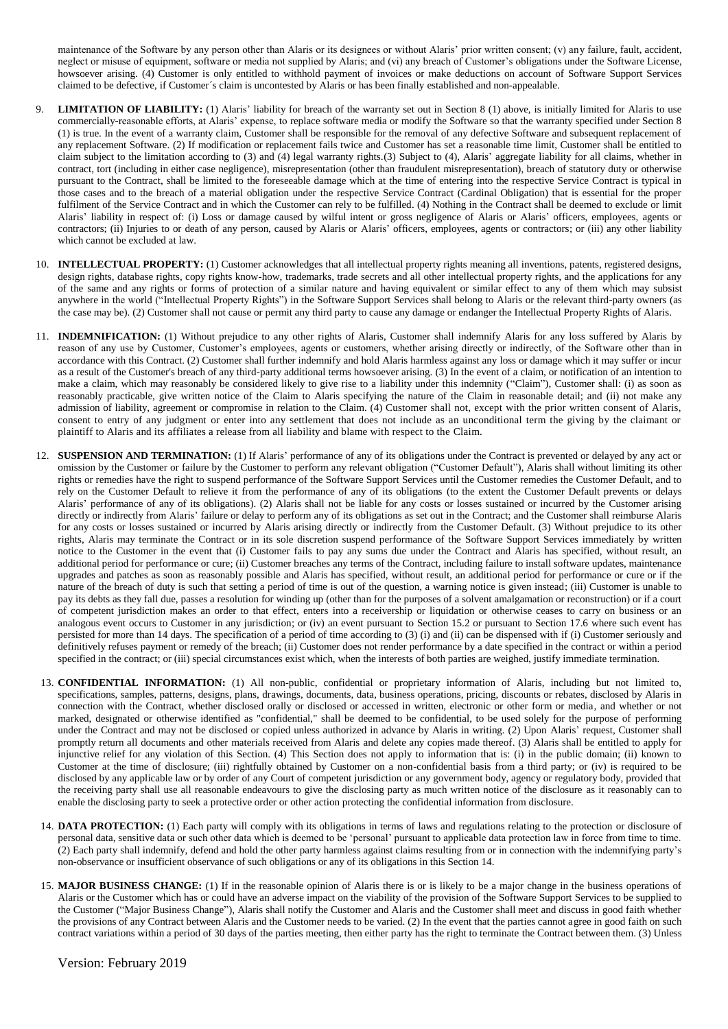maintenance of the Software by any person other than Alaris or its designees or without Alaris' prior written consent; (v) any failure, fault, accident, neglect or misuse of equipment, software or media not supplied by Alaris; and (vi) any breach of Customer's obligations under the Software License, howsoever arising. (4) Customer is only entitled to withhold payment of invoices or make deductions on account of Software Support Services claimed to be defective, if Customer´s claim is uncontested by Alaris or has been finally established and non-appealable.

9. **LIMITATION OF LIABILITY:** (1) Alaris' liability for breach of the warranty set out in Section 8 (1) above, is initially limited for Alaris to use commercially-reasonable efforts, at Alaris' expense, to replace software media or modify the Software so that the warranty specified under Section 8 (1) is true. In the event of a warranty claim, Customer shall be responsible for the removal of any defective Software and subsequent replacement of any replacement Software. (2) If modification or replacement fails twice and Customer has set a reasonable time limit, Customer shall be entitled to claim subject to the limitation according to (3) and (4) legal warranty rights.(3) Subject to (4), Alaris' aggregate liability for all claims, whether in contract, tort (including in either case negligence), misrepresentation (other than fraudulent misrepresentation), breach of statutory duty or otherwise pursuant to the Contract, shall be limited to the foreseeable damage which at the time of entering into the respective Service Contract is typical in those cases and to the breach of a material obligation under the respective Service Contract (Cardinal Obligation) that is essential for the proper fulfilment of the Service Contract and in which the Customer can rely to be fulfilled. (4) Nothing in the Contract shall be deemed to exclude or limit Alaris' liability in respect of: (i) Loss or damage caused by wilful intent or gross negligence of Alaris or Alaris' officers, employees, agents or contractors; (ii) Injuries to or death of any person, caused by Alaris or Alaris' officers, employees, agents or contractors; or (iii) any other liability which cannot be excluded at law.

10. **INTELLECTUAL PROPERTY:** (1) Customer acknowledges that all intellectual property rights meaning all inventions, patents, registered designs, design rights, database rights, copy rights know-how, trademarks, trade secrets and all other intellectual property rights, and the applications for any of the same and any rights or forms of protection of a similar nature and having equivalent or similar effect to any of them which may subsist anywhere in the world ("Intellectual Property Rights") in the Software Support Services shall belong to Alaris or the relevant third-party owners (as the case may be). (2) Customer shall not cause or permit any third party to cause any damage or endanger the Intellectual Property Rights of Alaris.

11. **INDEMNIFICATION:** (1) Without prejudice to any other rights of Alaris, Customer shall indemnify Alaris for any loss suffered by Alaris by reason of any use by Customer, Customer's employees, agents or customers, whether arising directly or indirectly, of the Software other than in accordance with this Contract. (2) Customer shall further indemnify and hold Alaris harmless against any loss or damage which it may suffer or incur as a result of the Customer's breach of any third-party additional terms howsoever arising. (3) In the event of a claim, or notification of an intention to make a claim, which may reasonably be considered likely to give rise to a liability under this indemnity ("Claim"), Customer shall: (i) as soon as reasonably practicable, give written notice of the Claim to Alaris specifying the nature of the Claim in reasonable detail; and (ii) not make any admission of liability, agreement or compromise in relation to the Claim. (4) Customer shall not, except with the prior written consent of Alaris, consent to entry of any judgment or enter into any settlement that does not include as an unconditional term the giving by the claimant or plaintiff to Alaris and its affiliates a release from all liability and blame with respect to the Claim.

12. **SUSPENSION AND TERMINATION:** (1) If Alaris' performance of any of its obligations under the Contract is prevented or delayed by any act or omission by the Customer or failure by the Customer to perform any relevant obligation ("Customer Default"), Alaris shall without limiting its other rights or remedies have the right to suspend performance of the Software Support Services until the Customer remedies the Customer Default, and to rely on the Customer Default to relieve it from the performance of any of its obligations (to the extent the Customer Default prevents or delays Alaris' performance of any of its obligations). (2) Alaris shall not be liable for any costs or losses sustained or incurred by the Customer arising directly or indirectly from Alaris' failure or delay to perform any of its obligations as set out in the Contract; and the Customer shall reimburse Alaris for any costs or losses sustained or incurred by Alaris arising directly or indirectly from the Customer Default. (3) Without prejudice to its other rights, Alaris may terminate the Contract or in its sole discretion suspend performance of the Software Support Services immediately by written notice to the Customer in the event that (i) Customer fails to pay any sums due under the Contract and Alaris has specified, without result, an additional period for performance or cure; (ii) Customer breaches any terms of the Contract, including failure to install software updates, maintenance upgrades and patches as soon as reasonably possible and Alaris has specified, without result, an additional period for performance or cure or if the nature of the breach of duty is such that setting a period of time is out of the question, a warning notice is given instead; (iii) Customer is unable to pay its debts as they fall due, passes a resolution for winding up (other than for the purposes of a solvent amalgamation or reconstruction) or if a court of competent jurisdiction makes an order to that effect, enters into a receivership or liquidation or otherwise ceases to carry on business or an analogous event occurs to Customer in any jurisdiction; or (iv) an event pursuant to Section 15.2 or pursuant to Section 17.6 where such event has persisted for more than 14 days. The specification of a period of time according to (3) (i) and (ii) can be dispensed with if (i) Customer seriously and definitively refuses payment or remedy of the breach; (ii) Customer does not render performance by a date specified in the contract or within a period specified in the contract; or (iii) special circumstances exist which, when the interests of both parties are weighed, justify immediate termination.

13. **CONFIDENTIAL INFORMATION:** (1) All non-public, confidential or proprietary information of Alaris, including but not limited to, specifications, samples, patterns, designs, plans, drawings, documents, data, business operations, pricing, discounts or rebates, disclosed by Alaris in connection with the Contract, whether disclosed orally or disclosed or accessed in written, electronic or other form or media, and whether or not marked, designated or otherwise identified as "confidential," shall be deemed to be confidential, to be used solely for the purpose of performing under the Contract and may not be disclosed or copied unless authorized in advance by Alaris in writing. (2) Upon Alaris' request, Customer shall promptly return all documents and other materials received from Alaris and delete any copies made thereof. (3) Alaris shall be entitled to apply for injunctive relief for any violation of this Section. (4) This Section does not apply to information that is: (i) in the public domain; (ii) known to Customer at the time of disclosure; (iii) rightfully obtained by Customer on a non-confidential basis from a third party; or (iv) is required to be disclosed by any applicable law or by order of any Court of competent jurisdiction or any government body, agency or regulatory body, provided that the receiving party shall use all reasonable endeavours to give the disclosing party as much written notice of the disclosure as it reasonably can to enable the disclosing party to seek a protective order or other action protecting the confidential information from disclosure.

14. **DATA PROTECTION:** (1) Each party will comply with its obligations in terms of laws and regulations relating to the protection or disclosure of personal data, sensitive data or such other data which is deemed to be 'personal' pursuant to applicable data protection law in force from time to time. (2) Each party shall indemnify, defend and hold the other party harmless against claims resulting from or in connection with the indemnifying party's non-observance or insufficient observance of such obligations or any of its obligations in this Section 14.

15. **MAJOR BUSINESS CHANGE:** (1) If in the reasonable opinion of Alaris there is or is likely to be a major change in the business operations of Alaris or the Customer which has or could have an adverse impact on the viability of the provision of the Software Support Services to be supplied to the Customer ("Major Business Change"), Alaris shall notify the Customer and Alaris and the Customer shall meet and discuss in good faith whether the provisions of any Contract between Alaris and the Customer needs to be varied. (2) In the event that the parties cannot agree in good faith on such contract variations within a period of 30 days of the parties meeting, then either party has the right to terminate the Contract between them. (3) Unless

Version: February 2019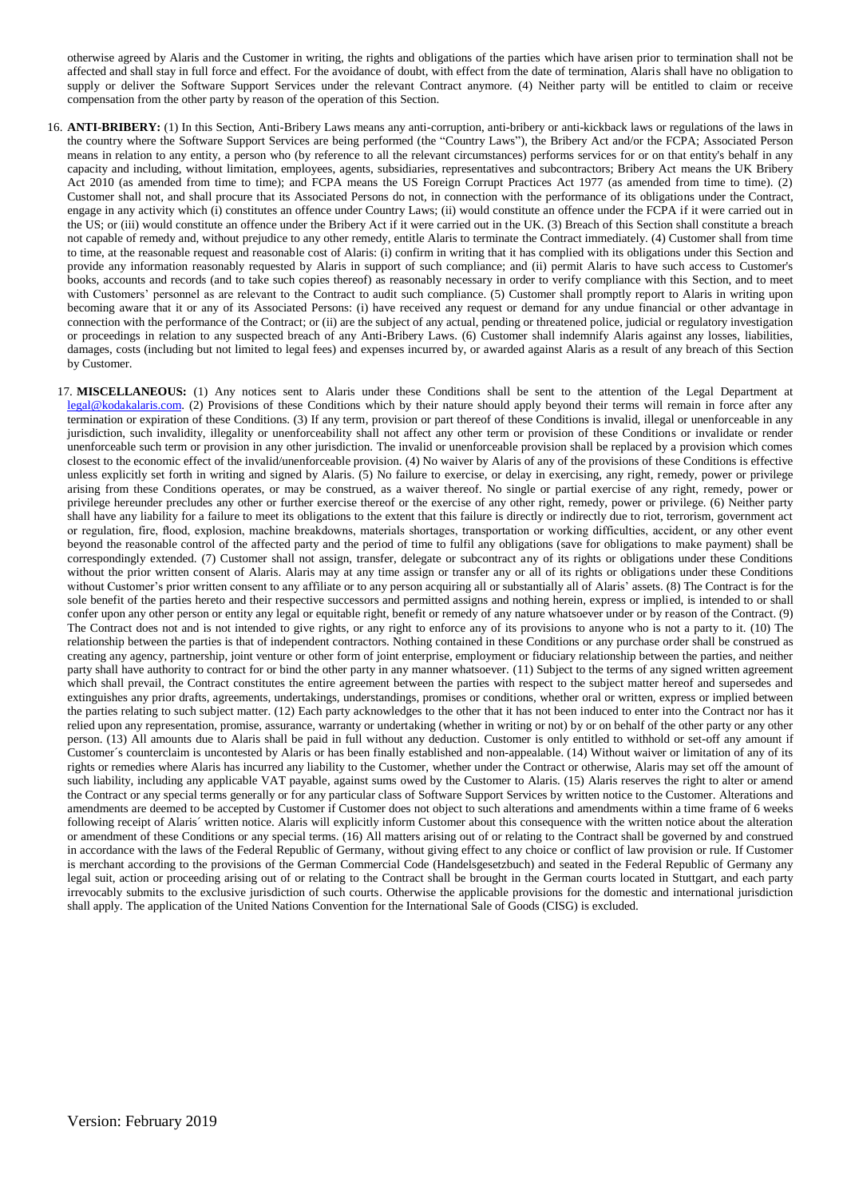otherwise agreed by Alaris and the Customer in writing, the rights and obligations of the parties which have arisen prior to termination shall not be affected and shall stay in full force and effect. For the avoidance of doubt, with effect from the date of termination, Alaris shall have no obligation to supply or deliver the Software Support Services under the relevant Contract anymore. (4) Neither party will be entitled to claim or receive compensation from the other party by reason of the operation of this Section.

16. **ANTI-BRIBERY:** (1) In this Section, Anti-Bribery Laws means any anti-corruption, anti-bribery or anti-kickback laws or regulations of the laws in the country where the Software Support Services are being performed (the "Country Laws"), the Bribery Act and/or the FCPA; Associated Person means in relation to any entity, a person who (by reference to all the relevant circumstances) performs services for or on that entity's behalf in any capacity and including, without limitation, employees, agents, subsidiaries, representatives and subcontractors; Bribery Act means the UK Bribery Act 2010 (as amended from time to time); and FCPA means the US Foreign Corrupt Practices Act 1977 (as amended from time to time). (2) Customer shall not, and shall procure that its Associated Persons do not, in connection with the performance of its obligations under the Contract, engage in any activity which (i) constitutes an offence under Country Laws; (ii) would constitute an offence under the FCPA if it were carried out in the US; or (iii) would constitute an offence under the Bribery Act if it were carried out in the UK. (3) Breach of this Section shall constitute a breach not capable of remedy and, without prejudice to any other remedy, entitle Alaris to terminate the Contract immediately. (4) Customer shall from time to time, at the reasonable request and reasonable cost of Alaris: (i) confirm in writing that it has complied with its obligations under this Section and provide any information reasonably requested by Alaris in support of such compliance; and (ii) permit Alaris to have such access to Customer's books, accounts and records (and to take such copies thereof) as reasonably necessary in order to verify compliance with this Section, and to meet with Customers' personnel as are relevant to the Contract to audit such compliance. (5) Customer shall promptly report to Alaris in writing upon becoming aware that it or any of its Associated Persons: (i) have received any request or demand for any undue financial or other advantage in connection with the performance of the Contract; or (ii) are the subject of any actual, pending or threatened police, judicial or regulatory investigation or proceedings in relation to any suspected breach of any Anti-Bribery Laws. (6) Customer shall indemnify Alaris against any losses, liabilities, damages, costs (including but not limited to legal fees) and expenses incurred by, or awarded against Alaris as a result of any breach of this Section by Customer.

17. **MISCELLANEOUS:** (1) Any notices sent to Alaris under these Conditions shall be sent to the attention of the Legal Department at legal@kodakalaris.com. (2) Provisions of these Conditions which by their nature should apply beyond their terms will remain in force after any termination or expiration of these Conditions. (3) If any term, provision or part thereof of these Conditions is invalid, illegal or unenforceable in any jurisdiction, such invalidity, illegality or unenforceability shall not affect any other term or provision of these Conditions or invalidate or render unenforceable such term or provision in any other jurisdiction. The invalid or unenforceable provision shall be replaced by a provision which comes closest to the economic effect of the invalid/unenforceable provision. (4) No waiver by Alaris of any of the provisions of these Conditions is effective unless explicitly set forth in writing and signed by Alaris. (5) No failure to exercise, or delay in exercising, any right, remedy, power or privilege arising from these Conditions operates, or may be construed, as a waiver thereof. No single or partial exercise of any right, remedy, power or privilege hereunder precludes any other or further exercise thereof or the exercise of any other right, remedy, power or privilege. (6) Neither party shall have any liability for a failure to meet its obligations to the extent that this failure is directly or indirectly due to riot, terrorism, government act or regulation, fire, flood, explosion, machine breakdowns, materials shortages, transportation or working difficulties, accident, or any other event beyond the reasonable control of the affected party and the period of time to fulfil any obligations (save for obligations to make payment) shall be correspondingly extended. (7) Customer shall not assign, transfer, delegate or subcontract any of its rights or obligations under these Conditions without the prior written consent of Alaris. Alaris may at any time assign or transfer any or all of its rights or obligations under these Conditions without Customer's prior written consent to any affiliate or to any person acquiring all or substantially all of Alaris' assets. (8) The Contract is for the sole benefit of the parties hereto and their respective successors and permitted assigns and nothing herein, express or implied, is intended to or shall confer upon any other person or entity any legal or equitable right, benefit or remedy of any nature whatsoever under or by reason of the Contract. (9) The Contract does not and is not intended to give rights, or any right to enforce any of its provisions to anyone who is not a party to it. (10) The relationship between the parties is that of independent contractors. Nothing contained in these Conditions or any purchase order shall be construed as creating any agency, partnership, joint venture or other form of joint enterprise, employment or fiduciary relationship between the parties, and neither party shall have authority to contract for or bind the other party in any manner whatsoever. (11) Subject to the terms of any signed written agreement which shall prevail, the Contract constitutes the entire agreement between the parties with respect to the subject matter hereof and supersedes and extinguishes any prior drafts, agreements, undertakings, understandings, promises or conditions, whether oral or written, express or implied between the parties relating to such subject matter. (12) Each party acknowledges to the other that it has not been induced to enter into the Contract nor has it relied upon any representation, promise, assurance, warranty or undertaking (whether in writing or not) by or on behalf of the other party or any other person. (13) All amounts due to Alaris shall be paid in full without any deduction. Customer is only entitled to withhold or set-off any amount if Customer´s counterclaim is uncontested by Alaris or has been finally established and non-appealable. (14) Without waiver or limitation of any of its rights or remedies where Alaris has incurred any liability to the Customer, whether under the Contract or otherwise, Alaris may set off the amount of such liability, including any applicable VAT payable, against sums owed by the Customer to Alaris. (15) Alaris reserves the right to alter or amend the Contract or any special terms generally or for any particular class of Software Support Services by written notice to the Customer. Alterations and amendments are deemed to be accepted by Customer if Customer does not object to such alterations and amendments within a time frame of 6 weeks following receipt of Alaris´ written notice. Alaris will explicitly inform Customer about this consequence with the written notice about the alteration or amendment of these Conditions or any special terms. (16) All matters arising out of or relating to the Contract shall be governed by and construed in accordance with the laws of the Federal Republic of Germany, without giving effect to any choice or conflict of law provision or rule. If Customer is merchant according to the provisions of the German Commercial Code (Handelsgesetzbuch) and seated in the Federal Republic of Germany any legal suit, action or proceeding arising out of or relating to the Contract shall be brought in the German courts located in Stuttgart, and each party irrevocably submits to the exclusive jurisdiction of such courts. Otherwise the applicable provisions for the domestic and international jurisdiction shall apply. The application of the United Nations Convention for the International Sale of Goods (CISG) is excluded.

Version: February 2019